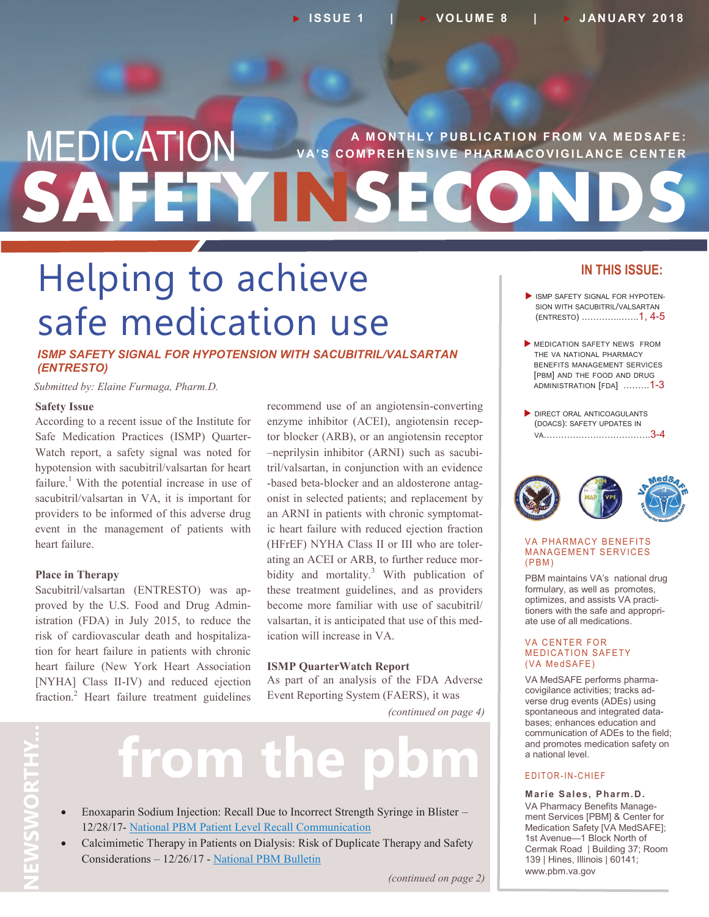ISSUE 1 | VOLUME 8 | JANUARY 2018

# MEDICATION SAFETY IN SECONDS

A MONTHLY PUBLICATION FROM VA MEDSAFE: VA'S COMPREHENSIVE PHARMACOVIGILANCE CENTER

# Helping to achieve safe medication use

## *ISMP SAFETY SIGNAL FOR HYPOTENSION WITH SACUBITRIL/VALSARTAN (ENTRESTO)*

*Submitted by: Elaine Furmaga, Pharm.D.*

### Safety Issue

According to a recent issue of the Institute for Safe Medication Practices (ISMP) Quarter-Watch report, a safety signal was noted for hypotension with sacubitril/valsartan for heart failure.[1] With the potential increase in use of sacubitril/valsartan in VA, it is important for providers to be informed of this adverse drug event in the management of patients with heart failure.

### Place in Therapy

Sacubitril/valsartan (ENTRESTO) was approved by the U.S. Food and Drug Administration (FDA) in July 2015, to reduce the risk of cardiovascular death and hospitalization for heart failure in patients with chronic heart failure (New York Heart Association [NYHA] Class II-IV) and reduced ejection fraction.[2] Heart failure treatment guidelines recommend use of an angiotensin-converting enzyme inhibitor (ACEI), angiotensin receptor blocker (ARB), or an angiotensin receptor–neprilysin inhibitor (ARNI) such as sacubitril/valsartan, in conjunction with an evidence-based beta-blocker and an aldosterone antagonist in selected patients; and replacement by an ARNI in patients with chronic symptomatic heart failure with reduced ejection fraction (HFrEF) NYHA Class II or III who are tolerating an ACEI or ARB, to further reduce morbidity and mortality.[3] With publication of these treatment guidelines, and as providers become more familiar with use of sacubitril/valsartan, it is anticipated that use of this medication will increase in VA.

### ISMP QuarterWatch Report

As part of an analysis of the FDA Adverse Event Reporting System (FAERS), it was

*(continued on page 4)*

## NEWSWORTHY... from the pbm

- Enoxaparin Sodium Injection: Recall Due to Incorrect Strength Syringe in Blister – 12/28/17- National PBM Patient Level Recall Communication
- Calcimimetic Therapy in Patients on Dialysis: Risk of Duplicate Therapy and Safety Considerations – 12/26/17 - National PBM Bulletin

*(continued on page 2)*

## IN THIS ISSUE:

- ISMP SAFETY SIGNAL FOR HYPOTENSION WITH SACUBITRIL/VALSARTAN (ENTRESTO) ....................1, 4-5
- MEDICATION SAFETY NEWS FROM THE VA NATIONAL PHARMACY BENEFITS MANAGEMENT SERVICES [PBM] AND THE FOOD AND DRUG ADMINISTRATION [FDA] .........1-3
- DIRECT ORAL ANTICOAGULANTS (DOACS): SAFETY UPDATES IN VA.....................................3-4

### VA PHARMACY BENEFITS MANAGEMENT SERVICES (PBM)

PBM maintains VA's national drug formulary, as well as promotes, optimizes, and assists VA practitioners with the safe and appropriate use of all medications.

### VA CENTER FOR MEDICATION SAFETY (VA MedSAFE)

VA MedSAFE performs pharmacovigilance activities; tracks adverse drug events (ADEs) using spontaneous and integrated databases; enhances education and communication of ADEs to the field; and promotes medication safety on a national level.

### EDITOR-IN-CHIEF

**Marie Sales, Pharm.D.**
VA Pharmacy Benefits Management Services [PBM] & Center for Medication Safety [VA MedSAFE]; 1st Avenue—1 Block North of Cermak Road | Building 37; Room 139 | Hines, Illinois | 60141; www.pbm.va.gov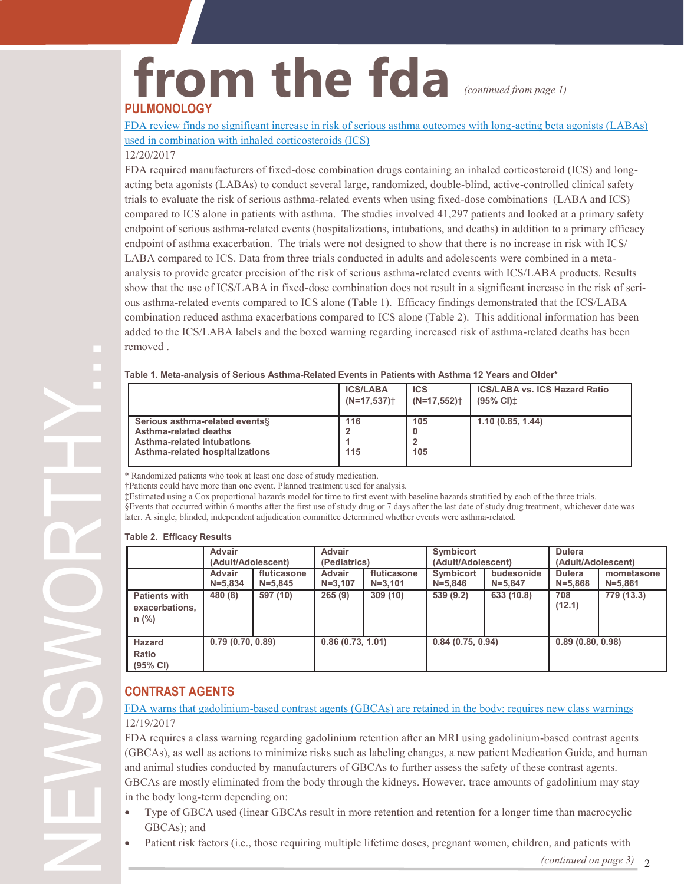# from the fda *(continued from page 1)*

## PULMONOLOGY

FDA review finds no significant increase in risk of serious asthma outcomes with long-acting beta agonists (LABAs) used in combination with inhaled corticosteroids (ICS)

12/20/2017

FDA required manufacturers of fixed-dose combination drugs containing an inhaled corticosteroid (ICS) and long-acting beta agonists (LABAs) to conduct several large, randomized, double-blind, active-controlled clinical safety trials to evaluate the risk of serious asthma-related events when using fixed-dose combinations (LABA and ICS) compared to ICS alone in patients with asthma. The studies involved 41,297 patients and looked at a primary safety endpoint of serious asthma-related events (hospitalizations, intubations, and deaths) in addition to a primary efficacy endpoint of asthma exacerbation. The trials were not designed to show that there is no increase in risk with ICS/LABA compared to ICS. Data from three trials conducted in adults and adolescents were combined in a meta-analysis to provide greater precision of the risk of serious asthma-related events with ICS/LABA products. Results show that the use of ICS/LABA in fixed-dose combination does not result in a significant increase in the risk of serious asthma-related events compared to ICS alone (Table 1). Efficacy findings demonstrated that the ICS/LABA combination reduced asthma exacerbations compared to ICS alone (Table 2). This additional information has been added to the ICS/LABA labels and the boxed warning regarding increased risk of asthma-related deaths has been removed .

**Table 1. Meta-analysis of Serious Asthma-Related Events in Patients with Asthma 12 Years and Older***

| | ICS/LABA (N=17,537)† | ICS (N=17,552)† | ICS/LABA vs. ICS Hazard Ratio (95% CI)‡ |
|---|---|---|---|
| Serious asthma-related events§ | 116 | 105 | 1.10 (0.85, 1.44) |
| Asthma-related deaths | 2 | 0 | |
| Asthma-related intubations | 1 | 2 | |
| Asthma-related hospitalizations | 115 | 105 | |

\* Randomized patients who took at least one dose of study medication.

†Patients could have more than one event. Planned treatment used for analysis.

‡Estimated using a Cox proportional hazards model for time to first event with baseline hazards stratified by each of the three trials.

§Events that occurred within 6 months after the first use of study drug or 7 days after the last date of study drug treatment, whichever date was later. A single, blinded, independent adjudication committee determined whether events were asthma-related.

**Table 2. Efficacy Results**

| | Advair (Adult/Adolescent) | | Advair (Pediatrics) | | Symbicort (Adult/Adolescent) | | Dulera (Adult/Adolescent) | |
|---|---|---|---|---|---|---|---|---|
| | Advair N=5,834 | fluticasone N=5,845 | Advair N=3,107 | fluticasone N=3,101 | Symbicort N=5,846 | budesonide N=5,847 | Dulera N=5,868 | mometasone N=5,861 |
| Patients with exacerbations, n (%) | 480 (8) | 597 (10) | 265 (9) | 309 (10) | 539 (9.2) | 633 (10.8) | 708 (12.1) | 779 (13.3) |
| Hazard Ratio (95% CI) | 0.79 (0.70, 0.89) | | 0.86 (0.73, 1.01) | | 0.84 (0.75, 0.94) | | 0.89 (0.80, 0.98) | |

## CONTRAST AGENTS

FDA warns that gadolinium-based contrast agents (GBCAs) are retained in the body; requires new class warnings

12/19/2017

FDA requires a class warning regarding gadolinium retention after an MRI using gadolinium-based contrast agents (GBCAs), as well as actions to minimize risks such as labeling changes, a new patient Medication Guide, and human and animal studies conducted by manufacturers of GBCAs to further assess the safety of these contrast agents. GBCAs are mostly eliminated from the body through the kidneys. However, trace amounts of gadolinium may stay in the body long-term depending on:

- Type of GBCA used (linear GBCAs result in more retention and retention for a longer time than macrocyclic GBCAs); and
- Patient risk factors (i.e., those requiring multiple lifetime doses, pregnant women, children, and patients with

*(continued on page 3)*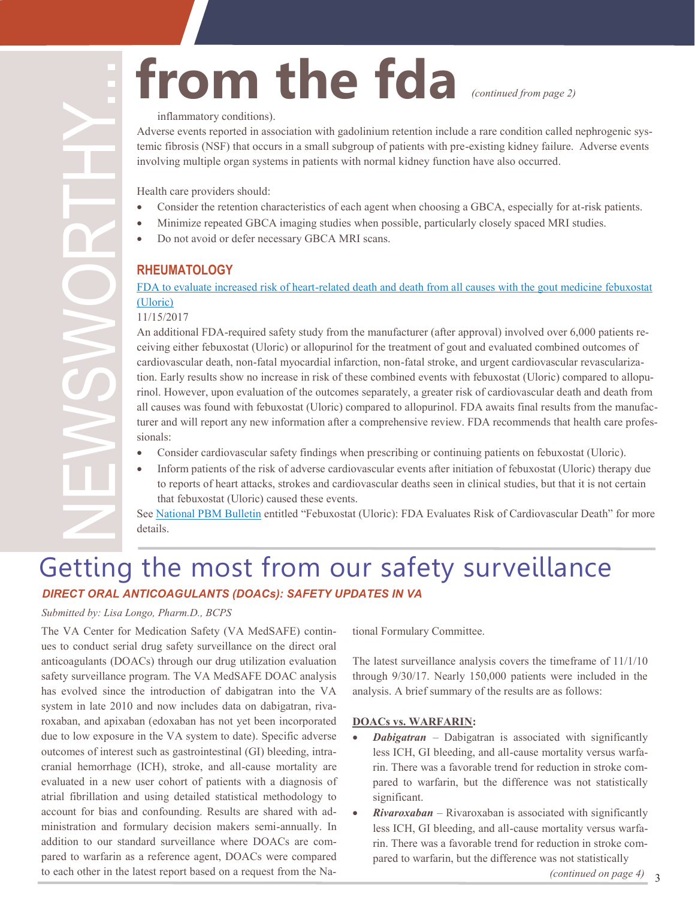# from the fda *(continued from page 2)*

inflammatory conditions).

Adverse events reported in association with gadolinium retention include a rare condition called nephrogenic systemic fibrosis (NSF) that occurs in a small subgroup of patients with pre-existing kidney failure. Adverse events involving multiple organ systems in patients with normal kidney function have also occurred.

Health care providers should:

- Consider the retention characteristics of each agent when choosing a GBCA, especially for at-risk patients.
- Minimize repeated GBCA imaging studies when possible, particularly closely spaced MRI studies.
- Do not avoid or defer necessary GBCA MRI scans.

### RHEUMATOLOGY

FDA to evaluate increased risk of heart-related death and death from all causes with the gout medicine febuxostat (Uloric)

11/15/2017

An additional FDA-required safety study from the manufacturer (after approval) involved over 6,000 patients receiving either febuxostat (Uloric) or allopurinol for the treatment of gout and evaluated combined outcomes of cardiovascular death, non-fatal myocardial infarction, non-fatal stroke, and urgent cardiovascular revascularization. Early results show no increase in risk of these combined events with febuxostat (Uloric) compared to allopurinol. However, upon evaluation of the outcomes separately, a greater risk of cardiovascular death and death from all causes was found with febuxostat (Uloric) compared to allopurinol. FDA awaits final results from the manufacturer and will report any new information after a comprehensive review. FDA recommends that health care professionals:

- Consider cardiovascular safety findings when prescribing or continuing patients on febuxostat (Uloric).
- Inform patients of the risk of adverse cardiovascular events after initiation of febuxostat (Uloric) therapy due to reports of heart attacks, strokes and cardiovascular deaths seen in clinical studies, but that it is not certain that febuxostat (Uloric) caused these events.

See National PBM Bulletin entitled "Febuxostat (Uloric): FDA Evaluates Risk of Cardiovascular Death" for more details.

# Getting the most from our safety surveillance

## *DIRECT ORAL ANTICOAGULANTS (DOACs): SAFETY UPDATES IN VA*

*Submitted by: Lisa Longo, Pharm.D., BCPS*

The VA Center for Medication Safety (VA MedSAFE) continues to conduct serial drug safety surveillance on the direct oral anticoagulants (DOACs) through our drug utilization evaluation safety surveillance program. The VA MedSAFE DOAC analysis has evolved since the introduction of dabigatran into the VA system in late 2010 and now includes data on dabigatran, rivaroxaban, and apixaban (edoxaban has not yet been incorporated due to low exposure in the VA system to date). Specific adverse outcomes of interest such as gastrointestinal (GI) bleeding, intracranial hemorrhage (ICH), stroke, and all-cause mortality are evaluated in a new user cohort of patients with a diagnosis of atrial fibrillation and using detailed statistical methodology to account for bias and confounding. Results are shared with administration and formulary decision makers semi-annually. In addition to our standard surveillance where DOACs are compared to warfarin as a reference agent, DOACs were compared to each other in the latest report based on a request from the National Formulary Committee.

The latest surveillance analysis covers the timeframe of 11/1/10 through 9/30/17. Nearly 150,000 patients were included in the analysis. A brief summary of the results are as follows:

**DOACs vs. WARFARIN:**

- ***Dabigatran*** – Dabigatran is associated with significantly less ICH, GI bleeding, and all-cause mortality versus warfarin. There was a favorable trend for reduction in stroke compared to warfarin, but the difference was not statistically significant.
- ***Rivaroxaban*** – Rivaroxaban is associated with significantly less ICH, GI bleeding, and all-cause mortality versus warfarin. There was a favorable trend for reduction in stroke compared to warfarin, but the difference was not statistically

*(continued on page 4)*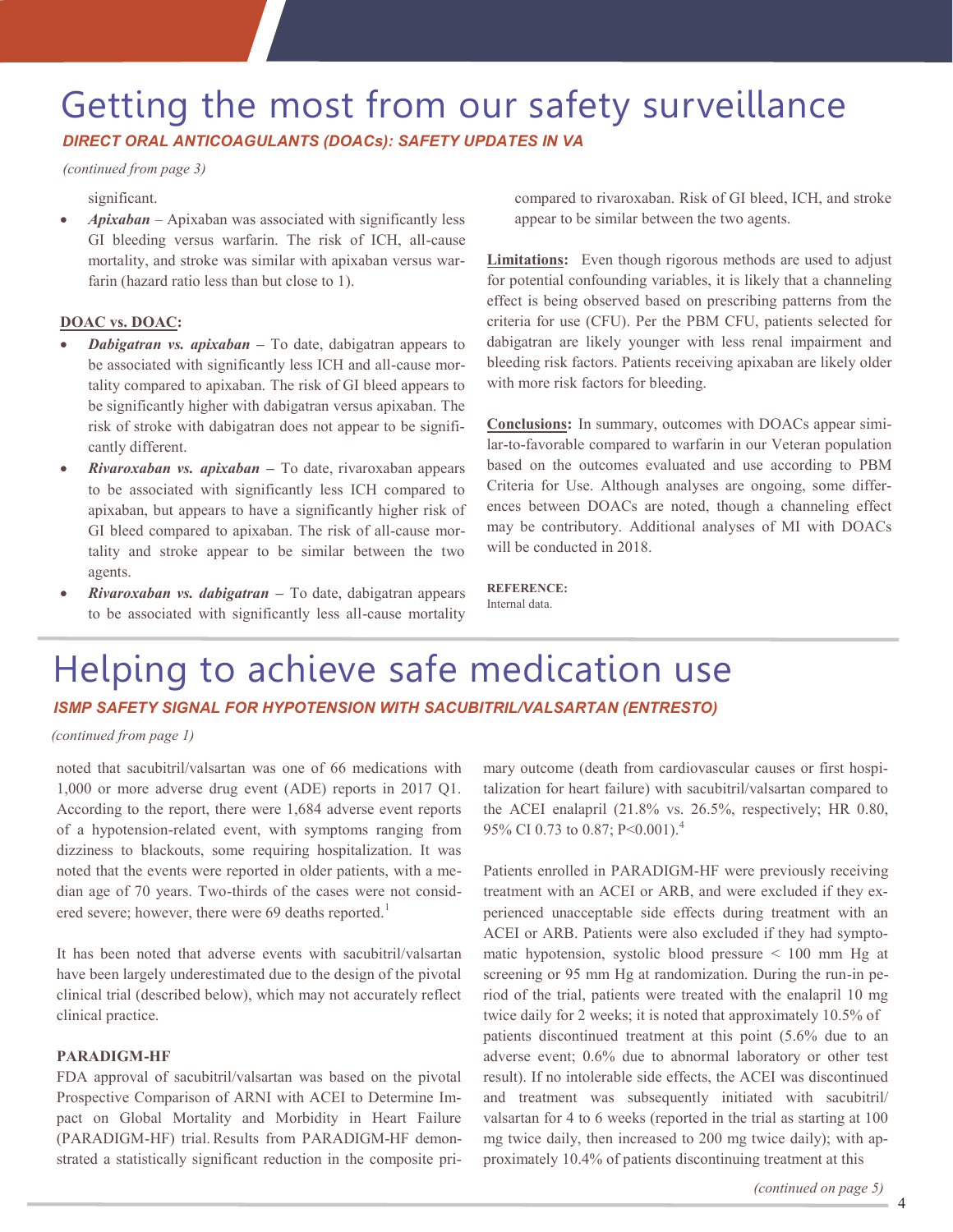# Getting the most from our safety surveillance

### *DIRECT ORAL ANTICOAGULANTS (DOACs): SAFETY UPDATES IN VA*

*(continued from page 3)*

significant.

- ***Apixaban*** – Apixaban was associated with significantly less GI bleeding versus warfarin. The risk of ICH, all-cause mortality, and stroke was similar with apixaban versus warfarin (hazard ratio less than but close to 1).

**DOAC vs. DOAC:**

- ***Dabigatran vs. apixaban*** – To date, dabigatran appears to be associated with significantly less ICH and all-cause mortality compared to apixaban. The risk of GI bleed appears to be significantly higher with dabigatran versus apixaban. The risk of stroke with dabigatran does not appear to be significantly different.
- ***Rivaroxaban vs. apixaban*** – To date, rivaroxaban appears to be associated with significantly less ICH compared to apixaban, but appears to have a significantly higher risk of GI bleed compared to apixaban. The risk of all-cause mortality and stroke appear to be similar between the two agents.
- ***Rivaroxaban vs. dabigatran*** – To date, dabigatran appears to be associated with significantly less all-cause mortality compared to rivaroxaban. Risk of GI bleed, ICH, and stroke appear to be similar between the two agents.

**Limitations:** Even though rigorous methods are used to adjust for potential confounding variables, it is likely that a channeling effect is being observed based on prescribing patterns from the criteria for use (CFU). Per the PBM CFU, patients selected for dabigatran are likely younger with less renal impairment and bleeding risk factors. Patients receiving apixaban are likely older with more risk factors for bleeding.

**Conclusions:** In summary, outcomes with DOACs appear similar-to-favorable compared to warfarin in our Veteran population based on the outcomes evaluated and use according to PBM Criteria for Use. Although analyses are ongoing, some differences between DOACs are noted, though a channeling effect may be contributory. Additional analyses of MI with DOACs will be conducted in 2018.

**REFERENCE:**
Internal data.

# Helping to achieve safe medication use

### *ISMP SAFETY SIGNAL FOR HYPOTENSION WITH SACUBITRIL/VALSARTAN (ENTRESTO)*

*(continued from page 1)*

noted that sacubitril/valsartan was one of 66 medications with 1,000 or more adverse drug event (ADE) reports in 2017 Q1. According to the report, there were 1,684 adverse event reports of a hypotension-related event, with symptoms ranging from dizziness to blackouts, some requiring hospitalization. It was noted that the events were reported in older patients, with a median age of 70 years. Two-thirds of the cases were not considered severe; however, there were 69 deaths reported.[1]

It has been noted that adverse events with sacubitril/valsartan have been largely underestimated due to the design of the pivotal clinical trial (described below), which may not accurately reflect clinical practice.

**PARADIGM-HF**

FDA approval of sacubitril/valsartan was based on the pivotal Prospective Comparison of ARNI with ACEI to Determine Impact on Global Mortality and Morbidity in Heart Failure (PARADIGM-HF) trial. Results from PARADIGM-HF demonstrated a statistically significant reduction in the composite primary outcome (death from cardiovascular causes or first hospitalization for heart failure) with sacubitril/valsartan compared to the ACEI enalapril (21.8% vs. 26.5%, respectively; HR 0.80, 95% CI 0.73 to 0.87; P<0.001).[4]

Patients enrolled in PARADIGM-HF were previously receiving treatment with an ACEI or ARB, and were excluded if they experienced unacceptable side effects during treatment with an ACEI or ARB. Patients were also excluded if they had symptomatic hypotension, systolic blood pressure < 100 mm Hg at screening or 95 mm Hg at randomization. During the run-in period of the trial, patients were treated with the enalapril 10 mg twice daily for 2 weeks; it is noted that approximately 10.5% of patients discontinued treatment at this point (5.6% due to an adverse event; 0.6% due to abnormal laboratory or other test result). If no intolerable side effects, the ACEI was discontinued and treatment was subsequently initiated with sacubitril/valsartan for 4 to 6 weeks (reported in the trial as starting at 100 mg twice daily, then increased to 200 mg twice daily); with approximately 10.4% of patients discontinuing treatment at this

*(continued on page 5)*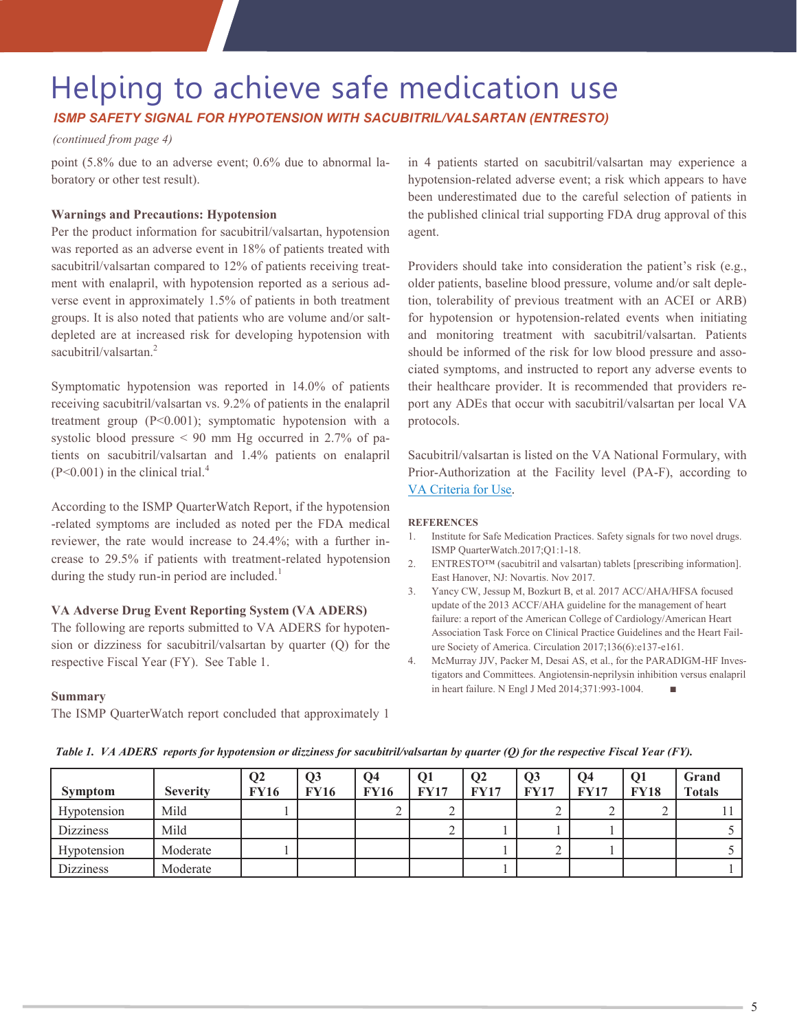### ISMP SAFETY SIGNAL FOR HYPOTENSION WITH SACUBITRIL/VALSARTAN (ENTRESTO)

*(continued from page 4)*

point (5.8% due to an adverse event; 0.6% due to abnormal laboratory or other test result).

**Warnings and Precautions: Hypotension**

Per the product information for sacubitril/valsartan, hypotension was reported as an adverse event in 18% of patients treated with sacubitril/valsartan compared to 12% of patients receiving treatment with enalapril, with hypotension reported as a serious adverse event in approximately 1.5% of patients in both treatment groups. It is also noted that patients who are volume and/or salt-depleted are at increased risk for developing hypotension with sacubitril/valsartan.[2]

Symptomatic hypotension was reported in 14.0% of patients receiving sacubitril/valsartan vs. 9.2% of patients in the enalapril treatment group (P<0.001); symptomatic hypotension with a systolic blood pressure < 90 mm Hg occurred in 2.7% of patients on sacubitril/valsartan and 1.4% patients on enalapril (P<0.001) in the clinical trial.[4]

According to the ISMP QuarterWatch Report, if the hypotension-related symptoms are included as noted per the FDA medical reviewer, the rate would increase to 24.4%; with a further increase to 29.5% if patients with treatment-related hypotension during the study run-in period are included.[1]

**VA Adverse Drug Event Reporting System (VA ADERS)**

The following are reports submitted to VA ADERS for hypotension or dizziness for sacubitril/valsartan by quarter (Q) for the respective Fiscal Year (FY). See Table 1.

**Summary**

The ISMP QuarterWatch report concluded that approximately 1 in 4 patients started on sacubitril/valsartan may experience a hypotension-related adverse event; a risk which appears to have been underestimated due to the careful selection of patients in the published clinical trial supporting FDA drug approval of this agent.

Providers should take into consideration the patient's risk (e.g., older patients, baseline blood pressure, volume and/or salt depletion, tolerability of previous treatment with an ACEI or ARB) for hypotension or hypotension-related events when initiating and monitoring treatment with sacubitril/valsartan. Patients should be informed of the risk for low blood pressure and associated symptoms, and instructed to report any adverse events to their healthcare provider. It is recommended that providers report any ADEs that occur with sacubitril/valsartan per local VA protocols.

Sacubitril/valsartan is listed on the VA National Formulary, with Prior-Authorization at the Facility level (PA-F), according to VA Criteria for Use.

**REFERENCES**

1. Institute for Safe Medication Practices. Safety signals for two novel drugs. ISMP QuarterWatch.2017;Q1:1-18.
2. ENTRESTO™ (sacubitril and valsartan) tablets [prescribing information]. East Hanover, NJ: Novartis. Nov 2017.
3. Yancy CW, Jessup M, Bozkurt B, et al. 2017 ACC/AHA/HFSA focused update of the 2013 ACCF/AHA guideline for the management of heart failure: a report of the American College of Cardiology/American Heart Association Task Force on Clinical Practice Guidelines and the Heart Failure Society of America. Circulation 2017;136(6):e137-e161.
4. McMurray JJV, Packer M, Desai AS, et al., for the PARADIGM-HF Investigators and Committees. Angiotensin-neprilysin inhibition versus enalapril in heart failure. N Engl J Med 2014;371:993-1004. ■

*Table 1. VA ADERS reports for hypotension or dizziness for sacubitril/valsartan by quarter (Q) for the respective Fiscal Year (FY).*

| Symptom | Severity | Q2 FY16 | Q3 FY16 | Q4 FY16 | Q1 FY17 | Q2 FY17 | Q3 FY17 | Q4 FY17 | Q1 FY18 | Grand Totals |
|---|---|---|---|---|---|---|---|---|---|---|
| Hypotension | Mild | 1 | | 2 | 2 | | 2 | 2 | 2 | 11 |
| Dizziness | Mild | | | | 2 | 1 | 1 | 1 | | 5 |
| Hypotension | Moderate | 1 | | | | 1 | 2 | 1 | | 5 |
| Dizziness | Moderate | | | | | 1 | | | | 1 |